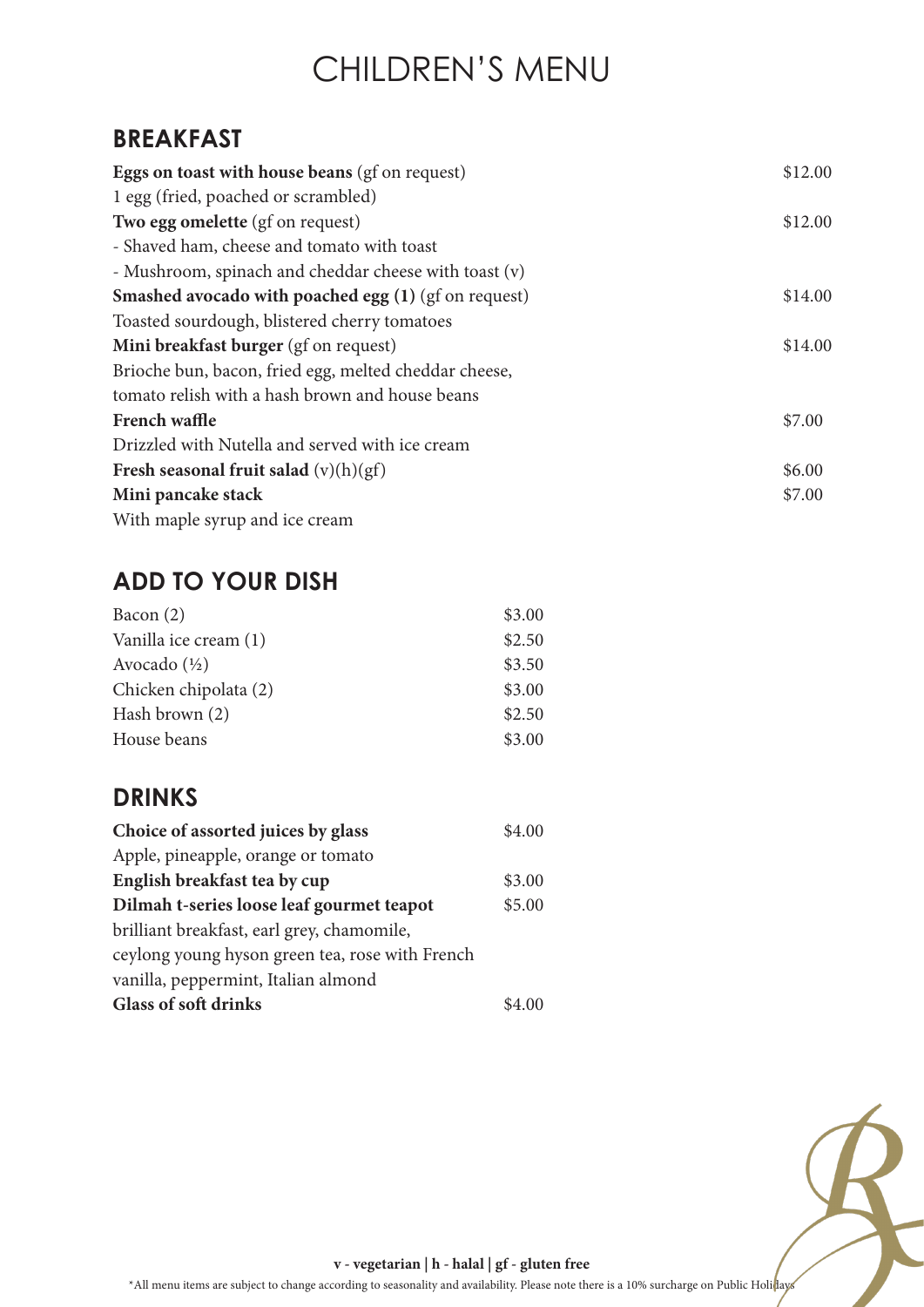# CHILDREN'S MENU

## BREAKFAST

| | |
|---|---|
| **Eggs on toast with house beans** (gf on request) | $12.00 |
| 1 egg (fried, poached or scrambled) | |
| **Two egg omelette** (gf on request) | $12.00 |
| - Shaved ham, cheese and tomato with toast | |
| - Mushroom, spinach and cheddar cheese with toast (v) | |
| **Smashed avocado with poached egg (1)** (gf on request) | $14.00 |
| Toasted sourdough, blistered cherry tomatoes | |
| **Mini breakfast burger** (gf on request) | $14.00 |
| Brioche bun, bacon, fried egg, melted cheddar cheese, tomato relish with a hash brown and house beans | |
| **French waffle** | $7.00 |
| Drizzled with Nutella and served with ice cream | |
| **Fresh seasonal fruit salad** (v)(h)(gf) | $6.00 |
| **Mini pancake stack** | $7.00 |
| With maple syrup and ice cream | |

## ADD TO YOUR DISH

| | |
|---|---|
| Bacon (2) | $3.00 |
| Vanilla ice cream (1) | $2.50 |
| Avocado (½) | $3.50 |
| Chicken chipolata (2) | $3.00 |
| Hash brown (2) | $2.50 |
| House beans | $3.00 |

## DRINKS

| | |
|---|---|
| **Choice of assorted juices by glass** | $4.00 |
| Apple, pineapple, orange or tomato | |
| **English breakfast tea by cup** | $3.00 |
| **Dilmah t-series loose leaf gourmet teapot** | $5.00 |
| brilliant breakfast, earl grey, chamomile, ceylong young hyson green tea, rose with French vanilla, peppermint, Italian almond | |
| **Glass of soft drinks** | $4.00 |

**v - vegetarian | h - halal | gf - gluten free**

*All menu items are subject to change according to seasonality and availability. Please note there is a 10% surcharge on Public Holidays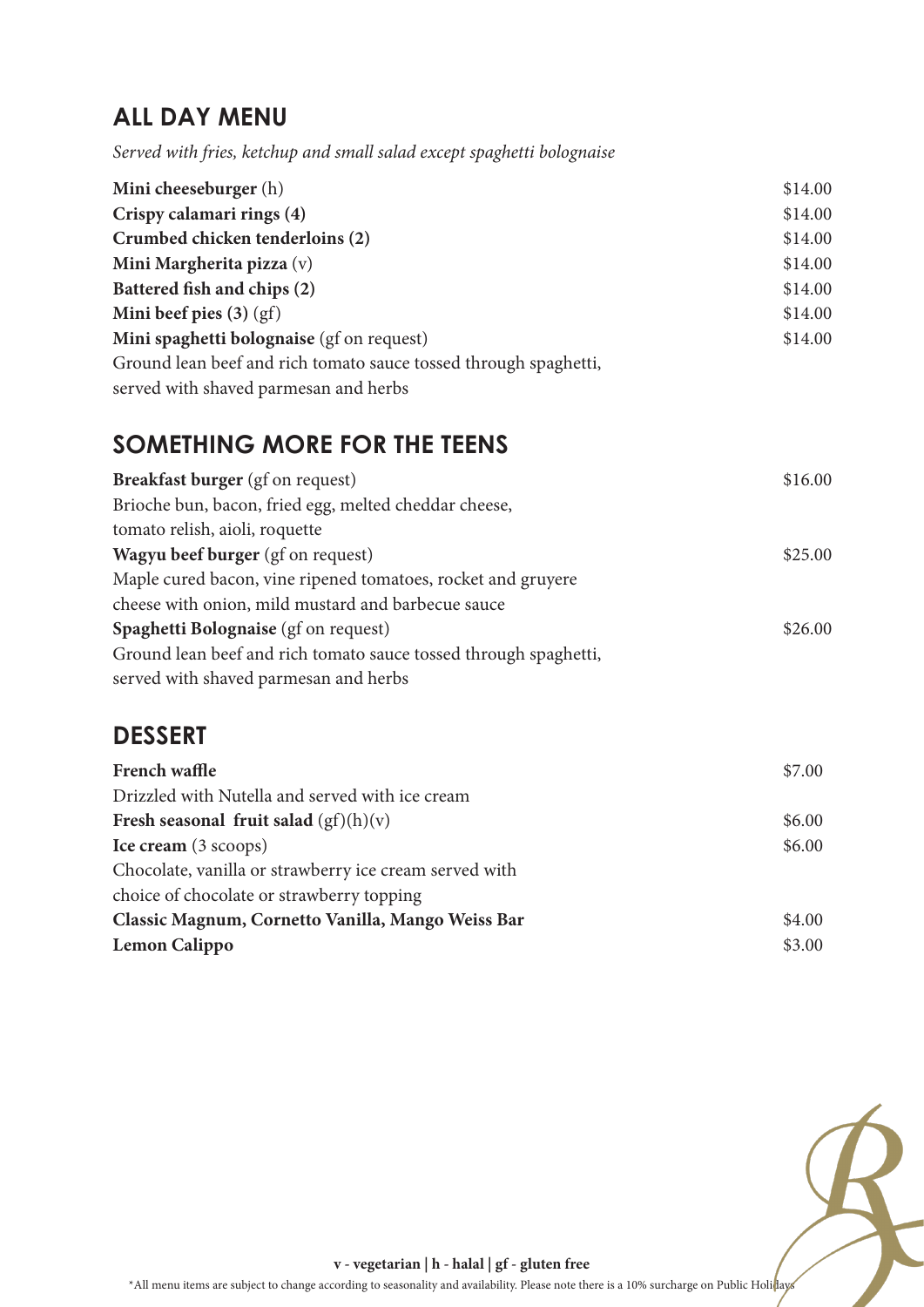## ALL DAY MENU

*Served with fries, ketchup and small salad except spaghetti bolognaise*

| | |
|---|---|
| **Mini cheeseburger** (h) | $14.00 |
| **Crispy calamari rings (4)** | $14.00 |
| **Crumbed chicken tenderloins (2)** | $14.00 |
| **Mini Margherita pizza** (v) | $14.00 |
| **Battered fish and chips (2)** | $14.00 |
| **Mini beef pies (3)** (gf) | $14.00 |
| **Mini spaghetti bolognaise** (gf on request)<br>Ground lean beef and rich tomato sauce tossed through spaghetti, served with shaved parmesan and herbs | $14.00 |

## SOMETHING MORE FOR THE TEENS

| | |
|---|---|
| **Breakfast burger** (gf on request)<br>Brioche bun, bacon, fried egg, melted cheddar cheese, tomato relish, aioli, roquette | $16.00 |
| **Wagyu beef burger** (gf on request)<br>Maple cured bacon, vine ripened tomatoes, rocket and gruyere cheese with onion, mild mustard and barbecue sauce | $25.00 |
| **Spaghetti Bolognaise** (gf on request)<br>Ground lean beef and rich tomato sauce tossed through spaghetti, served with shaved parmesan and herbs | $26.00 |

## DESSERT

| | |
|---|---|
| **French waffle**<br>Drizzled with Nutella and served with ice cream | $7.00 |
| **Fresh seasonal fruit salad** (gf)(h)(v) | $6.00 |
| **Ice cream** (3 scoops)<br>Chocolate, vanilla or strawberry ice cream served with choice of chocolate or strawberry topping | $6.00 |
| **Classic Magnum, Cornetto Vanilla, Mango Weiss Bar** | $4.00 |
| **Lemon Calippo** | $3.00 |

**v - vegetarian | h - halal | gf - gluten free**

*All menu items are subject to change according to seasonality and availability. Please note there is a 10% surcharge on Public Holidays